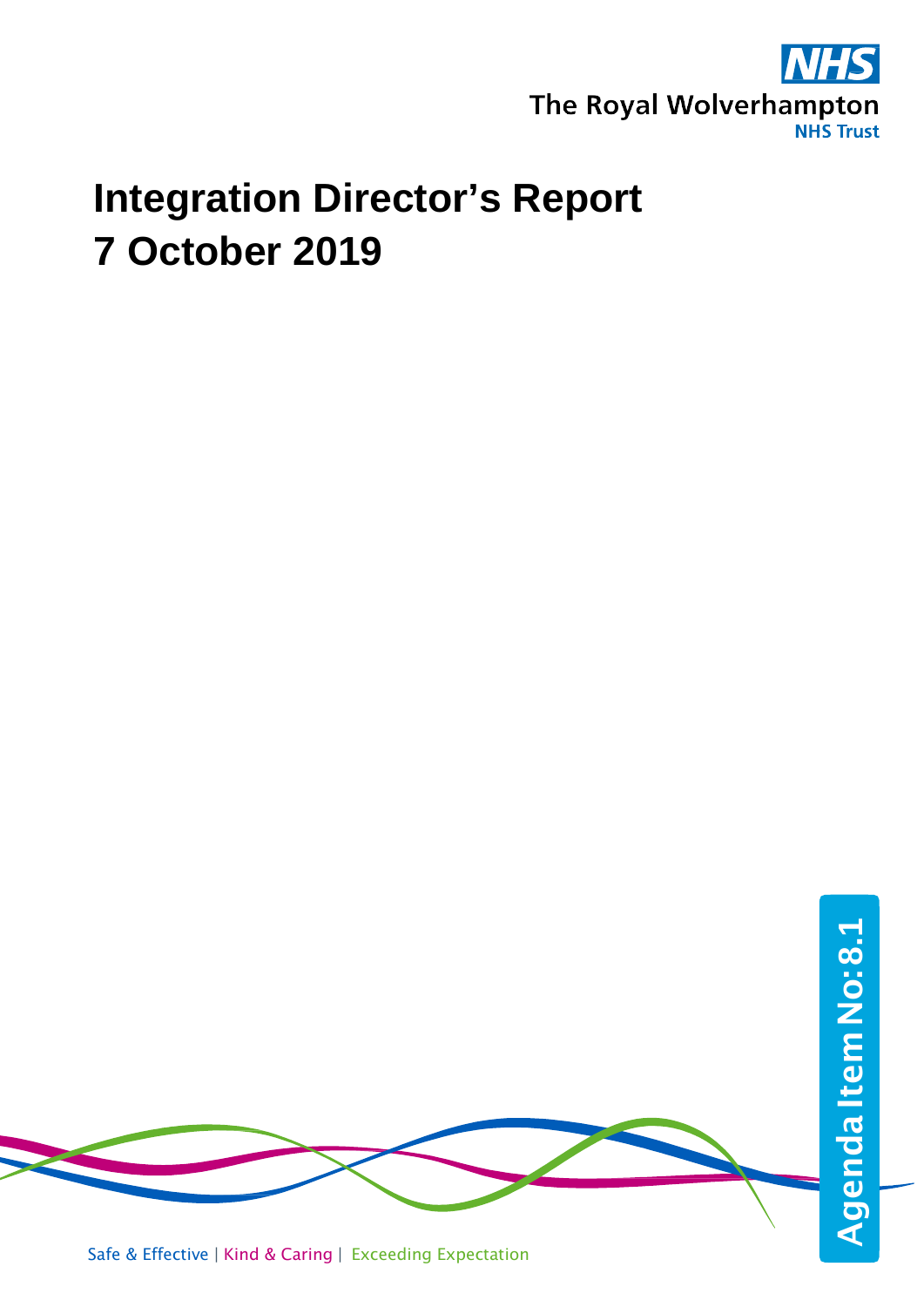The Royal Wolverhampton NHS Trust

# Integration Director's Report
# 7 October 2019

Agenda Item No: 8.1

Safe & Effective | Kind & Caring | Exceeding Expectation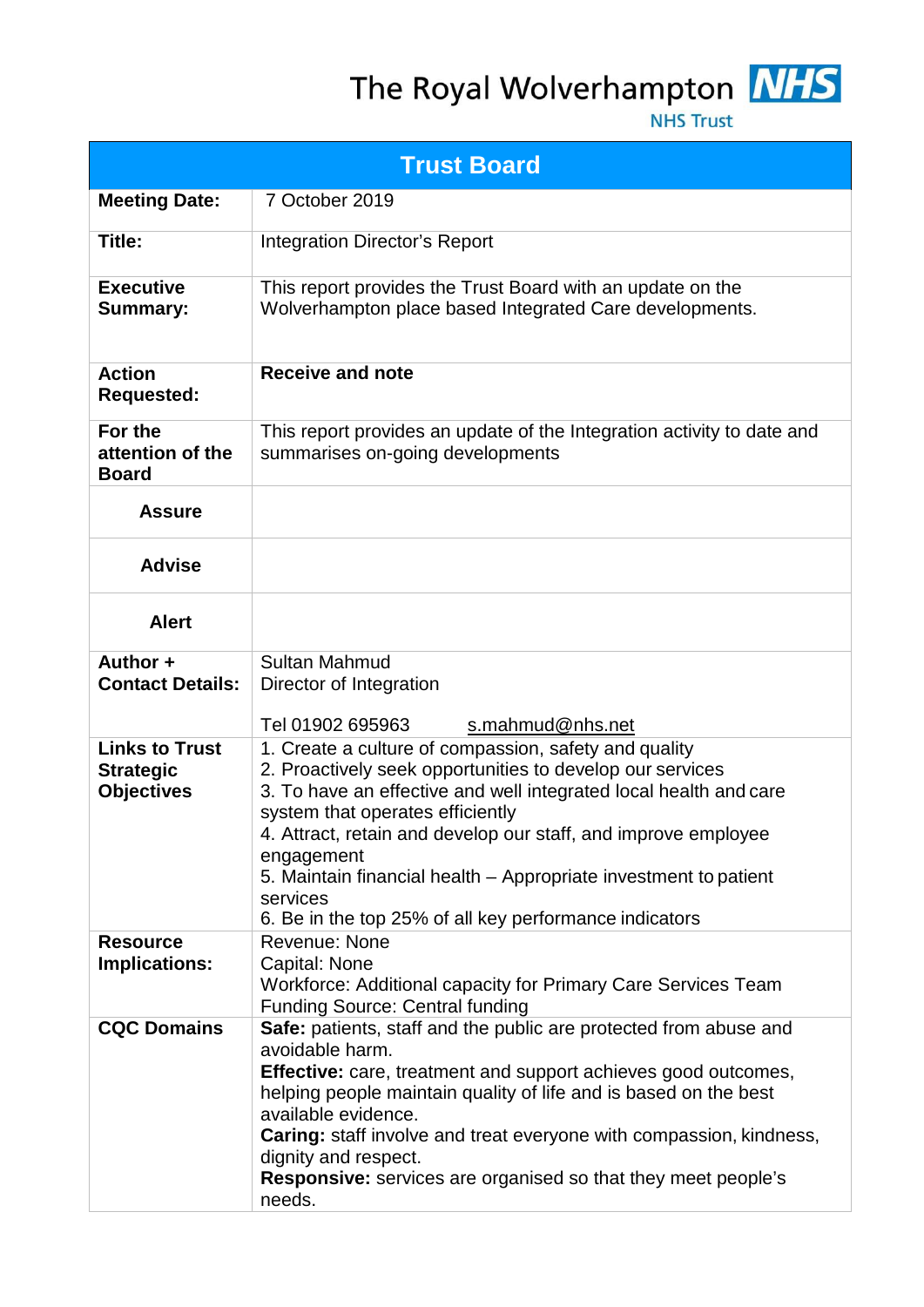The Royal Wolverhampton NHS Trust

| Trust Board | |
|---|---|
| **Meeting Date:** | 7 October 2019 |
| **Title:** | Integration Director's Report |
| **Executive Summary:** | This report provides the Trust Board with an update on the Wolverhampton place based Integrated Care developments. |
| **Action Requested:** | **Receive and note** |
| **For the attention of the Board** | This report provides an update of the Integration activity to date and summarises on-going developments |
| **Assure** | |
| **Advise** | |
| **Alert** | |
| **Author + Contact Details:** | Sultan Mahmud<br>Director of Integration<br><br>Tel 01902 695963 s.mahmud@nhs.net |
| **Links to Trust Strategic Objectives** | 1. Create a culture of compassion, safety and quality<br>2. Proactively seek opportunities to develop our services<br>3. To have an effective and well integrated local health and care system that operates efficiently<br>4. Attract, retain and develop our staff, and improve employee engagement<br>5. Maintain financial health – Appropriate investment to patient services<br>6. Be in the top 25% of all key performance indicators |
| **Resource Implications:** | Revenue: None<br>Capital: None<br>Workforce: Additional capacity for Primary Care Services Team<br>Funding Source: Central funding |
| **CQC Domains** | **Safe:** patients, staff and the public are protected from abuse and avoidable harm.<br>**Effective:** care, treatment and support achieves good outcomes, helping people maintain quality of life and is based on the best available evidence.<br>**Caring:** staff involve and treat everyone with compassion, kindness, dignity and respect.<br>**Responsive:** services are organised so that they meet people's needs. |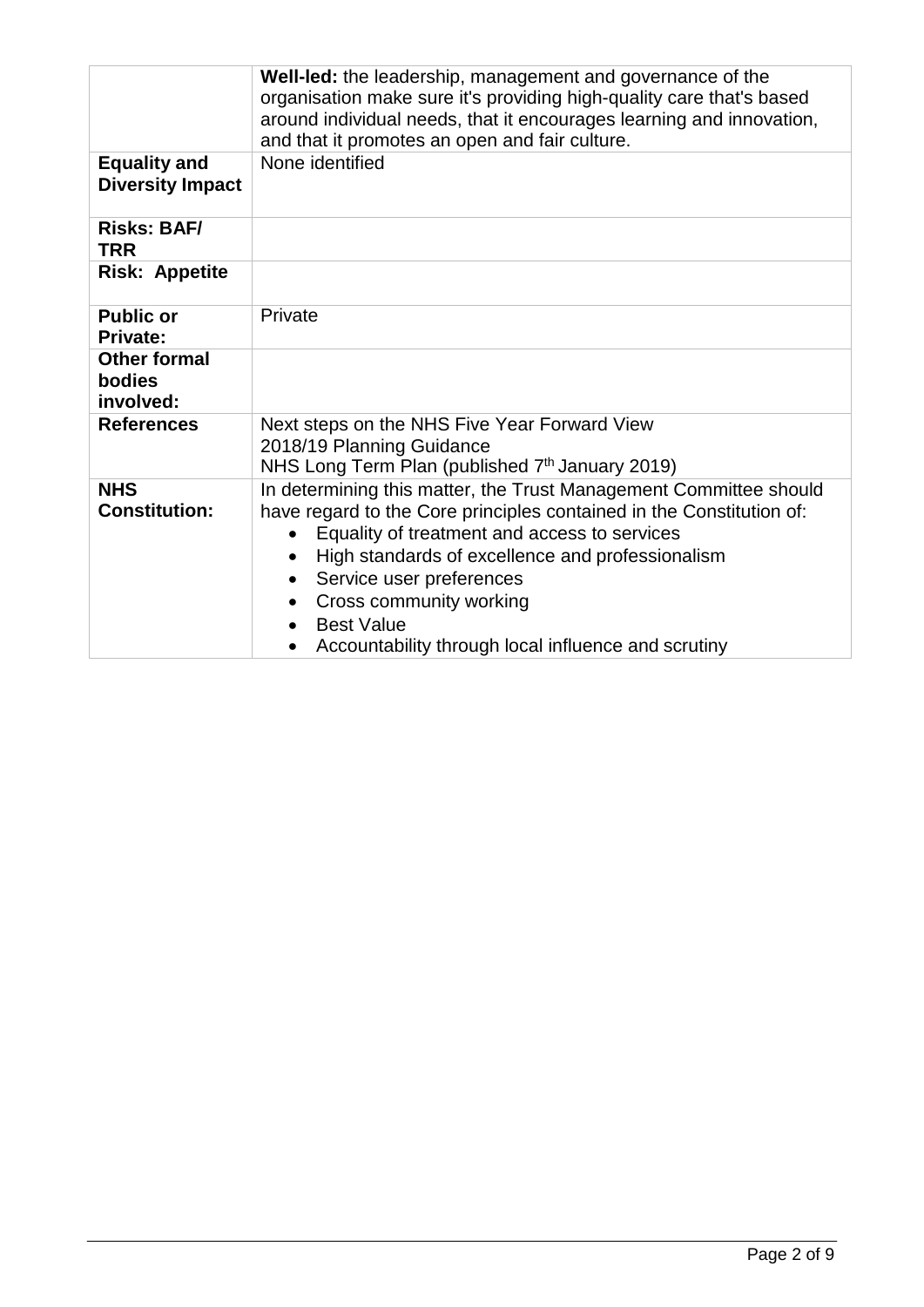| | |
|---|---|
| | **Well-led:** the leadership, management and governance of the organisation make sure it's providing high-quality care that's based around individual needs, that it encourages learning and innovation, and that it promotes an open and fair culture. |
| **Equality and Diversity Impact** | None identified |
| **Risks: BAF/ TRR** | |
| **Risk: Appetite** | |
| **Public or Private:** | Private |
| **Other formal bodies involved:** | |
| **References** | Next steps on the NHS Five Year Forward View<br>2018/19 Planning Guidance<br>NHS Long Term Plan (published 7th January 2019) |
| **NHS Constitution:** | In determining this matter, the Trust Management Committee should have regard to the Core principles contained in the Constitution of:<br>• Equality of treatment and access to services<br>• High standards of excellence and professionalism<br>• Service user preferences<br>• Cross community working<br>• Best Value<br>• Accountability through local influence and scrutiny |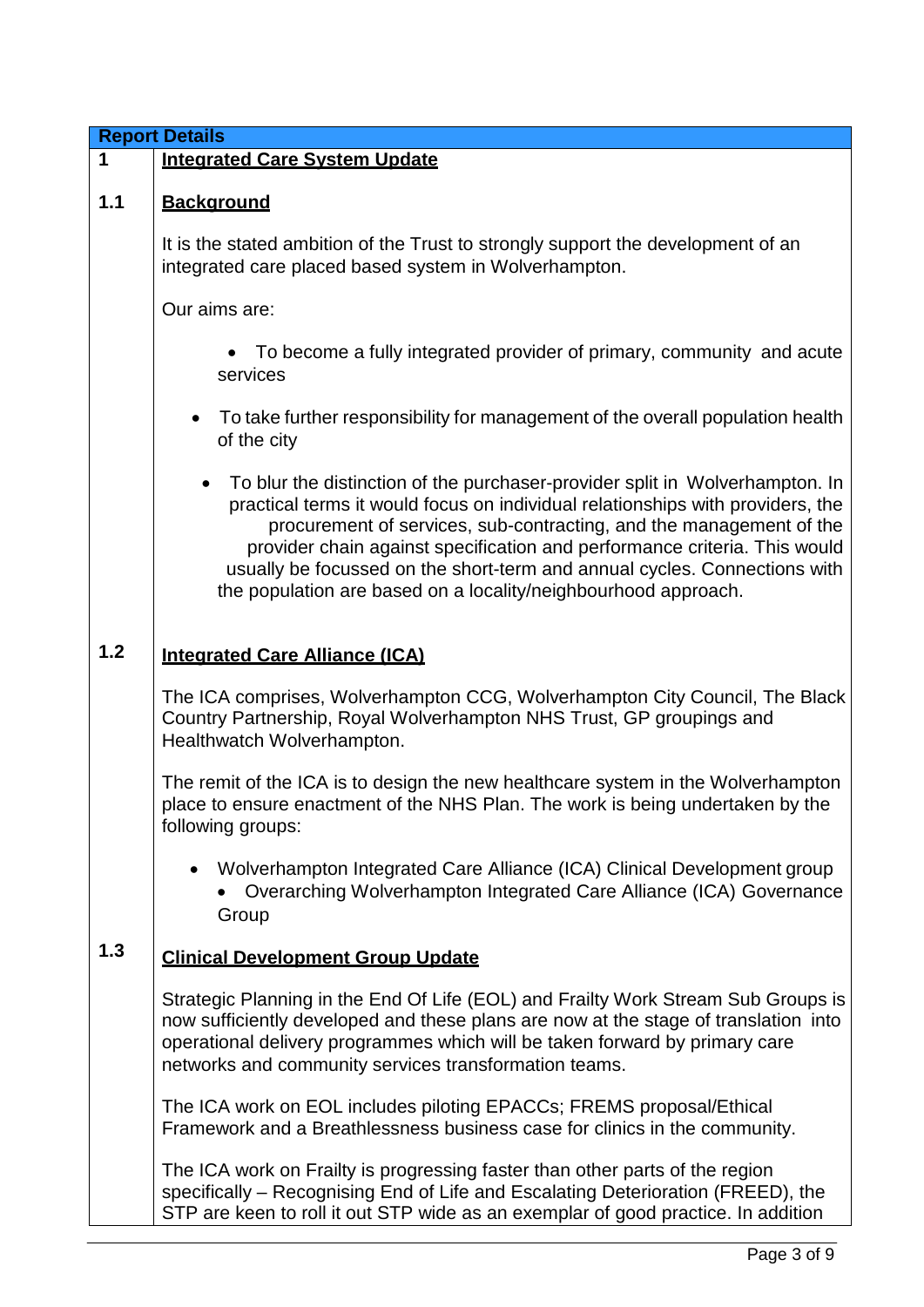**Report Details**

**1 Integrated Care System Update**

**1.1 Background**

It is the stated ambition of the Trust to strongly support the development of an integrated care placed based system in Wolverhampton.

Our aims are:

- To become a fully integrated provider of primary, community and acute services
- To take further responsibility for management of the overall population health of the city
- To blur the distinction of the purchaser-provider split in Wolverhampton. In practical terms it would focus on individual relationships with providers, the procurement of services, sub-contracting, and the management of the provider chain against specification and performance criteria. This would usually be focussed on the short-term and annual cycles. Connections with the population are based on a locality/neighbourhood approach.

**1.2 Integrated Care Alliance (ICA)**

The ICA comprises, Wolverhampton CCG, Wolverhampton City Council, The Black Country Partnership, Royal Wolverhampton NHS Trust, GP groupings and Healthwatch Wolverhampton.

The remit of the ICA is to design the new healthcare system in the Wolverhampton place to ensure enactment of the NHS Plan. The work is being undertaken by the following groups:

- Wolverhampton Integrated Care Alliance (ICA) Clinical Development group
- Overarching Wolverhampton Integrated Care Alliance (ICA) Governance Group

**1.3 Clinical Development Group Update**

Strategic Planning in the End Of Life (EOL) and Frailty Work Stream Sub Groups is now sufficiently developed and these plans are now at the stage of translation into operational delivery programmes which will be taken forward by primary care networks and community services transformation teams.

The ICA work on EOL includes piloting EPACCs; FREMS proposal/Ethical Framework and a Breathlessness business case for clinics in the community.

The ICA work on Frailty is progressing faster than other parts of the region specifically – Recognising End of Life and Escalating Deterioration (FREED), the STP are keen to roll it out STP wide as an exemplar of good practice. In addition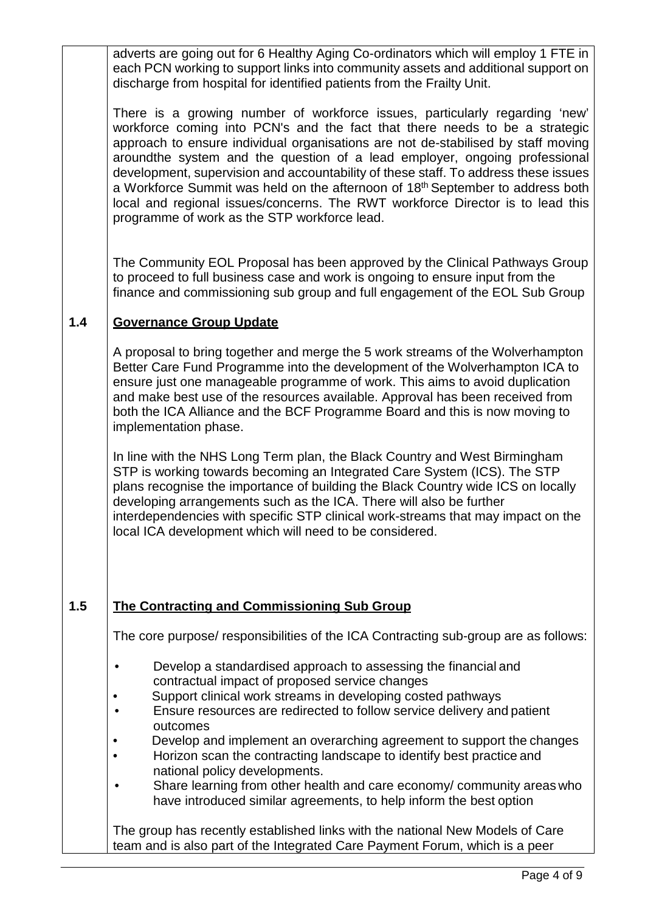adverts are going out for 6 Healthy Aging Co-ordinators which will employ 1 FTE in each PCN working to support links into community assets and additional support on discharge from hospital for identified patients from the Frailty Unit.

There is a growing number of workforce issues, particularly regarding 'new' workforce coming into PCN's and the fact that there needs to be a strategic approach to ensure individual organisations are not de-stabilised by staff moving aroundthe system and the question of a lead employer, ongoing professional development, supervision and accountability of these staff. To address these issues a Workforce Summit was held on the afternoon of 18th September to address both local and regional issues/concerns. The RWT workforce Director is to lead this programme of work as the STP workforce lead.

The Community EOL Proposal has been approved by the Clinical Pathways Group to proceed to full business case and work is ongoing to ensure input from the finance and commissioning sub group and full engagement of the EOL Sub Group

## 1.4 Governance Group Update

A proposal to bring together and merge the 5 work streams of the Wolverhampton Better Care Fund Programme into the development of the Wolverhampton ICA to ensure just one manageable programme of work. This aims to avoid duplication and make best use of the resources available. Approval has been received from both the ICA Alliance and the BCF Programme Board and this is now moving to implementation phase.

In line with the NHS Long Term plan, the Black Country and West Birmingham STP is working towards becoming an Integrated Care System (ICS). The STP plans recognise the importance of building the Black Country wide ICS on locally developing arrangements such as the ICA. There will also be further interdependencies with specific STP clinical work-streams that may impact on the local ICA development which will need to be considered.

## 1.5 The Contracting and Commissioning Sub Group

The core purpose/ responsibilities of the ICA Contracting sub-group are as follows:

- Develop a standardised approach to assessing the financial and contractual impact of proposed service changes
- Support clinical work streams in developing costed pathways
- Ensure resources are redirected to follow service delivery and patient outcomes
- Develop and implement an overarching agreement to support the changes
- Horizon scan the contracting landscape to identify best practice and national policy developments.
- Share learning from other health and care economy/ community areas who have introduced similar agreements, to help inform the best option

The group has recently established links with the national New Models of Care team and is also part of the Integrated Care Payment Forum, which is a peer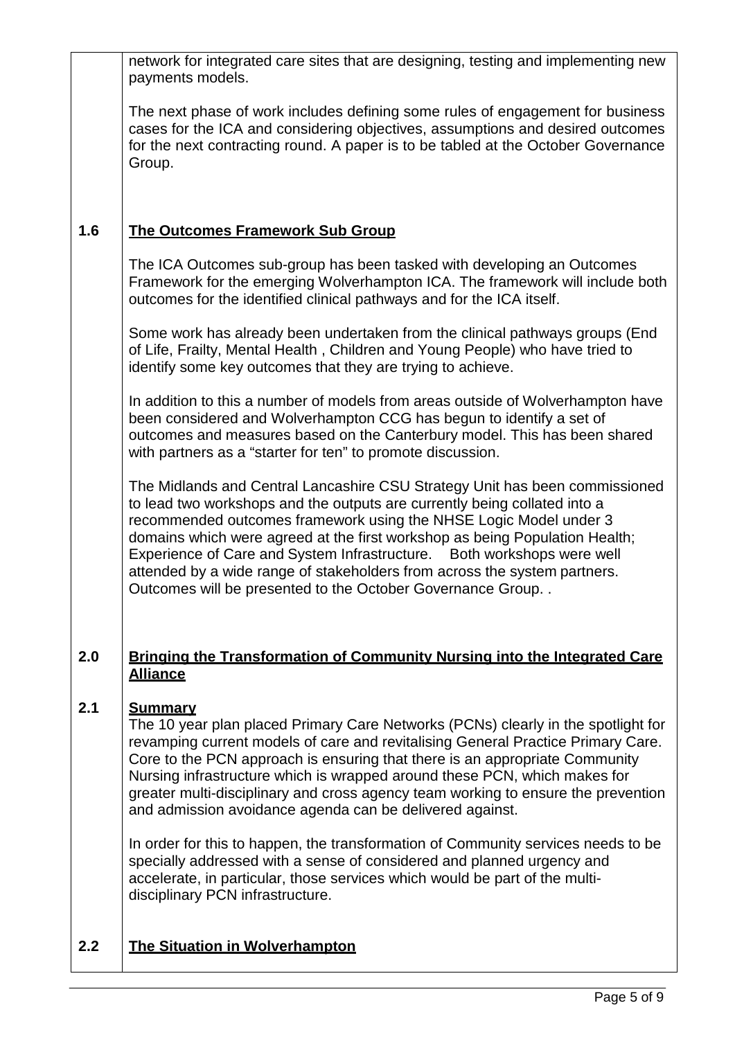network for integrated care sites that are designing, testing and implementing new payments models.

The next phase of work includes defining some rules of engagement for business cases for the ICA and considering objectives, assumptions and desired outcomes for the next contracting round. A paper is to be tabled at the October Governance Group.

## 1.6 The Outcomes Framework Sub Group

The ICA Outcomes sub-group has been tasked with developing an Outcomes Framework for the emerging Wolverhampton ICA. The framework will include both outcomes for the identified clinical pathways and for the ICA itself.

Some work has already been undertaken from the clinical pathways groups (End of Life, Frailty, Mental Health , Children and Young People) who have tried to identify some key outcomes that they are trying to achieve.

In addition to this a number of models from areas outside of Wolverhampton have been considered and Wolverhampton CCG has begun to identify a set of outcomes and measures based on the Canterbury model. This has been shared with partners as a "starter for ten" to promote discussion.

The Midlands and Central Lancashire CSU Strategy Unit has been commissioned to lead two workshops and the outputs are currently being collated into a recommended outcomes framework using the NHSE Logic Model under 3 domains which were agreed at the first workshop as being Population Health; Experience of Care and System Infrastructure. Both workshops were well attended by a wide range of stakeholders from across the system partners. Outcomes will be presented to the October Governance Group. .

## 2.0 Bringing the Transformation of Community Nursing into the Integrated Care Alliance

### 2.1 Summary

The 10 year plan placed Primary Care Networks (PCNs) clearly in the spotlight for revamping current models of care and revitalising General Practice Primary Care. Core to the PCN approach is ensuring that there is an appropriate Community Nursing infrastructure which is wrapped around these PCN, which makes for greater multi-disciplinary and cross agency team working to ensure the prevention and admission avoidance agenda can be delivered against.

In order for this to happen, the transformation of Community services needs to be specially addressed with a sense of considered and planned urgency and accelerate, in particular, those services which would be part of the multi-disciplinary PCN infrastructure.

### 2.2 The Situation in Wolverhampton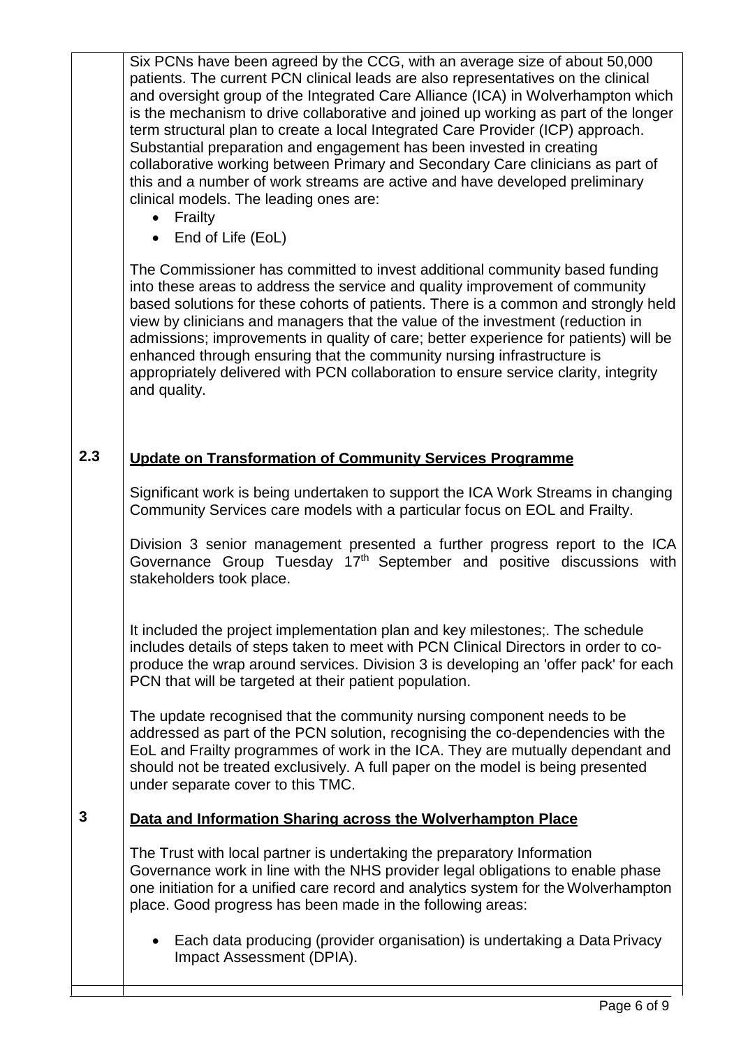Six PCNs have been agreed by the CCG, with an average size of about 50,000 patients. The current PCN clinical leads are also representatives on the clinical and oversight group of the Integrated Care Alliance (ICA) in Wolverhampton which is the mechanism to drive collaborative and joined up working as part of the longer term structural plan to create a local Integrated Care Provider (ICP) approach. Substantial preparation and engagement has been invested in creating collaborative working between Primary and Secondary Care clinicians as part of this and a number of work streams are active and have developed preliminary clinical models. The leading ones are:

- Frailty
- End of Life (EoL)

The Commissioner has committed to invest additional community based funding into these areas to address the service and quality improvement of community based solutions for these cohorts of patients. There is a common and strongly held view by clinicians and managers that the value of the investment (reduction in admissions; improvements in quality of care; better experience for patients) will be enhanced through ensuring that the community nursing infrastructure is appropriately delivered with PCN collaboration to ensure service clarity, integrity and quality.

## 2.3 Update on Transformation of Community Services Programme

Significant work is being undertaken to support the ICA Work Streams in changing Community Services care models with a particular focus on EOL and Frailty.

Division 3 senior management presented a further progress report to the ICA Governance Group Tuesday 17th September and positive discussions with stakeholders took place.

It included the project implementation plan and key milestones;. The schedule includes details of steps taken to meet with PCN Clinical Directors in order to co-produce the wrap around services. Division 3 is developing an 'offer pack' for each PCN that will be targeted at their patient population.

The update recognised that the community nursing component needs to be addressed as part of the PCN solution, recognising the co-dependencies with the EoL and Frailty programmes of work in the ICA. They are mutually dependant and should not be treated exclusively. A full paper on the model is being presented under separate cover to this TMC.

## 3 Data and Information Sharing across the Wolverhampton Place

The Trust with local partner is undertaking the preparatory Information Governance work in line with the NHS provider legal obligations to enable phase one initiation for a unified care record and analytics system for the Wolverhampton place. Good progress has been made in the following areas:

- Each data producing (provider organisation) is undertaking a Data Privacy Impact Assessment (DPIA).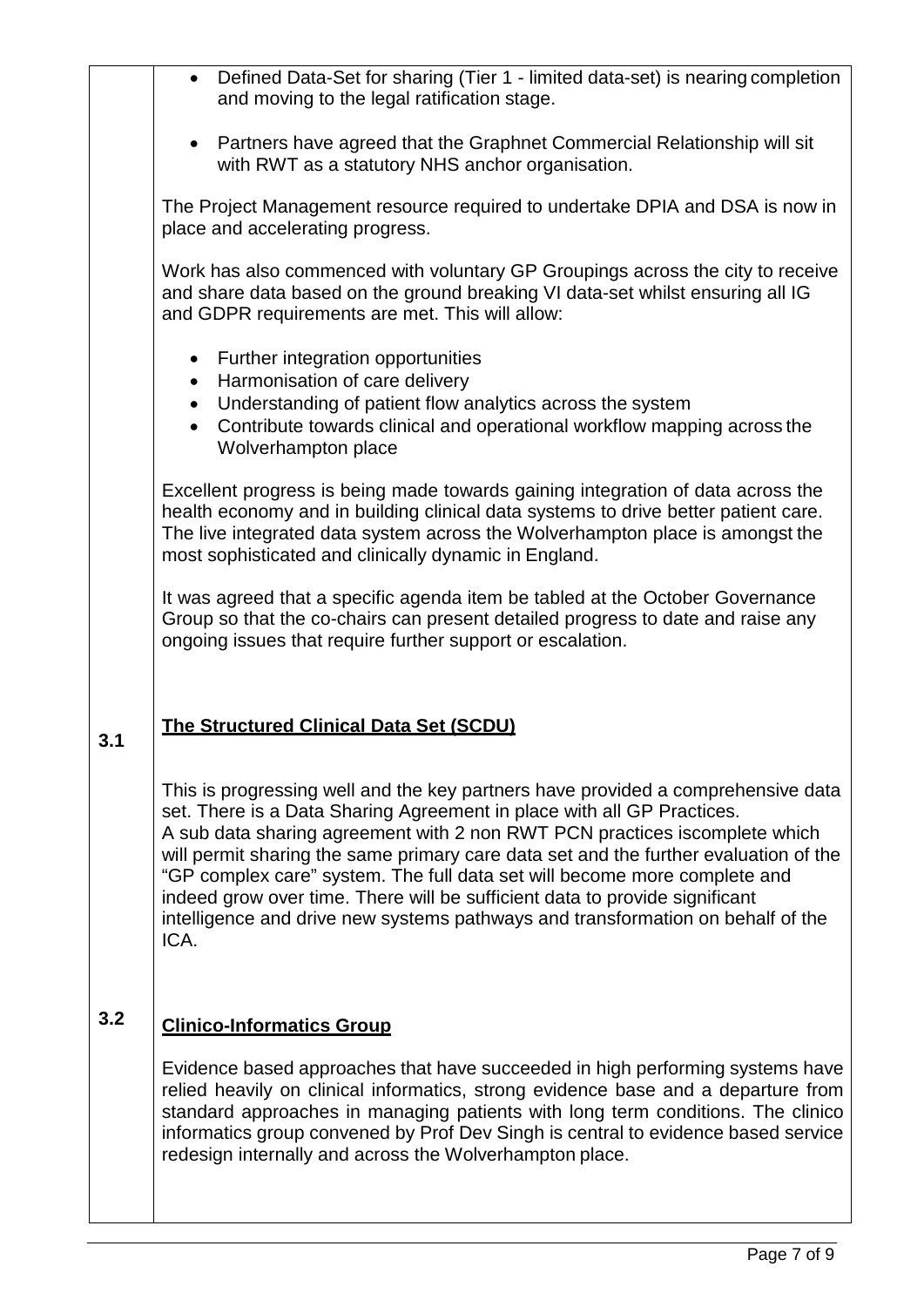- Defined Data-Set for sharing (Tier 1 - limited data-set) is nearing completion and moving to the legal ratification stage.

- Partners have agreed that the Graphnet Commercial Relationship will sit with RWT as a statutory NHS anchor organisation.

The Project Management resource required to undertake DPIA and DSA is now in place and accelerating progress.

Work has also commenced with voluntary GP Groupings across the city to receive and share data based on the ground breaking VI data-set whilst ensuring all IG and GDPR requirements are met. This will allow:

- Further integration opportunities
- Harmonisation of care delivery
- Understanding of patient flow analytics across the system
- Contribute towards clinical and operational workflow mapping across the Wolverhampton place

Excellent progress is being made towards gaining integration of data across the health economy and in building clinical data systems to drive better patient care. The live integrated data system across the Wolverhampton place is amongst the most sophisticated and clinically dynamic in England.

It was agreed that a specific agenda item be tabled at the October Governance Group so that the co-chairs can present detailed progress to date and raise any ongoing issues that require further support or escalation.

## 3.1 The Structured Clinical Data Set (SCDU)

This is progressing well and the key partners have provided a comprehensive data set. There is a Data Sharing Agreement in place with all GP Practices.
A sub data sharing agreement with 2 non RWT PCN practices iscomplete which will permit sharing the same primary care data set and the further evaluation of the "GP complex care" system. The full data set will become more complete and indeed grow over time. There will be sufficient data to provide significant intelligence and drive new systems pathways and transformation on behalf of the ICA.

## 3.2 Clinico-Informatics Group

Evidence based approaches that have succeeded in high performing systems have relied heavily on clinical informatics, strong evidence base and a departure from standard approaches in managing patients with long term conditions. The clinico informatics group convened by Prof Dev Singh is central to evidence based service redesign internally and across the Wolverhampton place.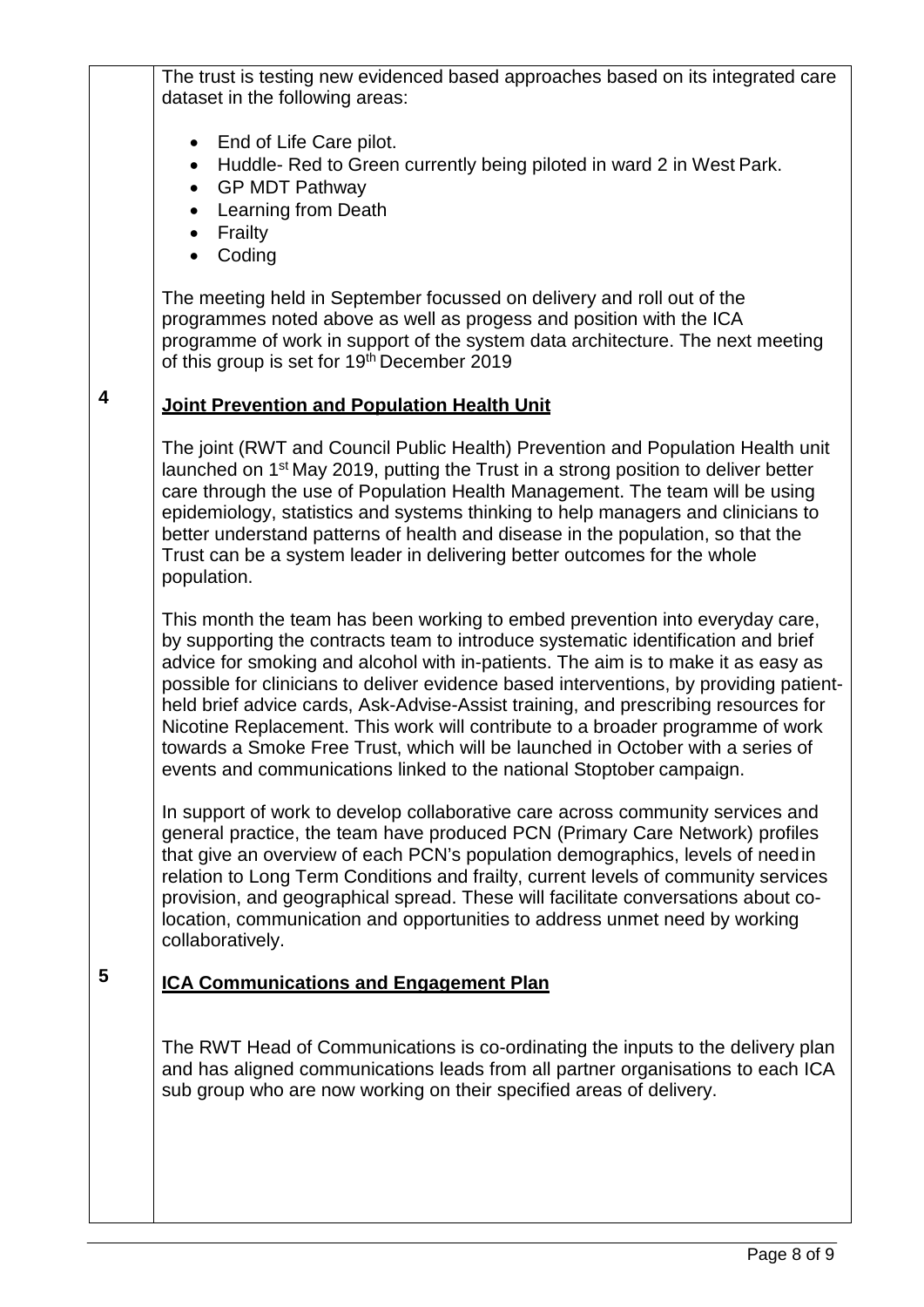The trust is testing new evidenced based approaches based on its integrated care dataset in the following areas:

- End of Life Care pilot.
- Huddle- Red to Green currently being piloted in ward 2 in West Park.
- GP MDT Pathway
- Learning from Death
- Frailty
- Coding

The meeting held in September focussed on delivery and roll out of the programmes noted above as well as progess and position with the ICA programme of work in support of the system data architecture. The next meeting of this group is set for 19th December 2019

## 4 Joint Prevention and Population Health Unit

The joint (RWT and Council Public Health) Prevention and Population Health unit launched on 1st May 2019, putting the Trust in a strong position to deliver better care through the use of Population Health Management. The team will be using epidemiology, statistics and systems thinking to help managers and clinicians to better understand patterns of health and disease in the population, so that the Trust can be a system leader in delivering better outcomes for the whole population.

This month the team has been working to embed prevention into everyday care, by supporting the contracts team to introduce systematic identification and brief advice for smoking and alcohol with in-patients. The aim is to make it as easy as possible for clinicians to deliver evidence based interventions, by providing patient-held brief advice cards, Ask-Advise-Assist training, and prescribing resources for Nicotine Replacement. This work will contribute to a broader programme of work towards a Smoke Free Trust, which will be launched in October with a series of events and communications linked to the national Stoptober campaign.

In support of work to develop collaborative care across community services and general practice, the team have produced PCN (Primary Care Network) profiles that give an overview of each PCN's population demographics, levels of need in relation to Long Term Conditions and frailty, current levels of community services provision, and geographical spread. These will facilitate conversations about co-location, communication and opportunities to address unmet need by working collaboratively.

## 5 ICA Communications and Engagement Plan

The RWT Head of Communications is co-ordinating the inputs to the delivery plan and has aligned communications leads from all partner organisations to each ICA sub group who are now working on their specified areas of delivery.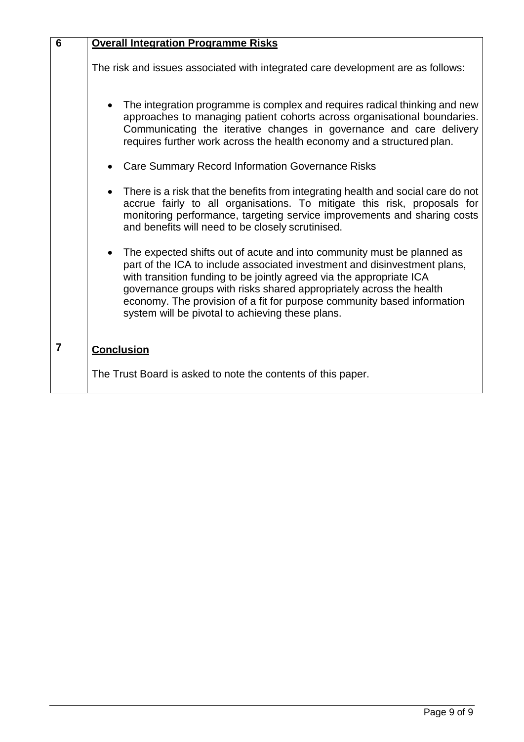## 6 Overall Integration Programme Risks

The risk and issues associated with integrated care development are as follows:

- The integration programme is complex and requires radical thinking and new approaches to managing patient cohorts across organisational boundaries. Communicating the iterative changes in governance and care delivery requires further work across the health economy and a structured plan.
- Care Summary Record Information Governance Risks
- There is a risk that the benefits from integrating health and social care do not accrue fairly to all organisations. To mitigate this risk, proposals for monitoring performance, targeting service improvements and sharing costs and benefits will need to be closely scrutinised.
- The expected shifts out of acute and into community must be planned as part of the ICA to include associated investment and disinvestment plans, with transition funding to be jointly agreed via the appropriate ICA governance groups with risks shared appropriately across the health economy. The provision of a fit for purpose community based information system will be pivotal to achieving these plans.

## 7 Conclusion

The Trust Board is asked to note the contents of this paper.